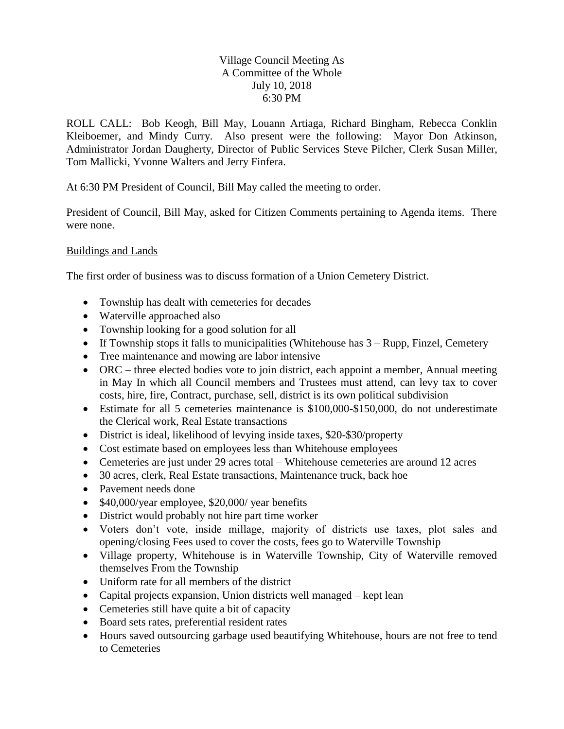Village Council Meeting As
A Committee of the Whole
July 10, 2018
6:30 PM

ROLL CALL: Bob Keogh, Bill May, Louann Artiaga, Richard Bingham, Rebecca Conklin Kleiboemer, and Mindy Curry. Also present were the following: Mayor Don Atkinson, Administrator Jordan Daugherty, Director of Public Services Steve Pilcher, Clerk Susan Miller, Tom Mallicki, Yvonne Walters and Jerry Finfera.

At 6:30 PM President of Council, Bill May called the meeting to order.

President of Council, Bill May, asked for Citizen Comments pertaining to Agenda items. There were none.

<u>Buildings and Lands</u>

The first order of business was to discuss formation of a Union Cemetery District.

- Township has dealt with cemeteries for decades
- Waterville approached also
- Township looking for a good solution for all
- If Township stops it falls to municipalities (Whitehouse has 3 – Rupp, Finzel, Cemetery
- Tree maintenance and mowing are labor intensive
- ORC – three elected bodies vote to join district, each appoint a member, Annual meeting in May In which all Council members and Trustees must attend, can levy tax to cover costs, hire, fire, Contract, purchase, sell, district is its own political subdivision
- Estimate for all 5 cemeteries maintenance is $100,000-$150,000, do not underestimate the Clerical work, Real Estate transactions
- District is ideal, likelihood of levying inside taxes, $20-$30/property
- Cost estimate based on employees less than Whitehouse employees
- Cemeteries are just under 29 acres total – Whitehouse cemeteries are around 12 acres
- 30 acres, clerk, Real Estate transactions, Maintenance truck, back hoe
- Pavement needs done
- $40,000/year employee, $20,000/ year benefits
- District would probably not hire part time worker
- Voters don't vote, inside millage, majority of districts use taxes, plot sales and opening/closing Fees used to cover the costs, fees go to Waterville Township
- Village property, Whitehouse is in Waterville Township, City of Waterville removed themselves From the Township
- Uniform rate for all members of the district
- Capital projects expansion, Union districts well managed – kept lean
- Cemeteries still have quite a bit of capacity
- Board sets rates, preferential resident rates
- Hours saved outsourcing garbage used beautifying Whitehouse, hours are not free to tend to Cemeteries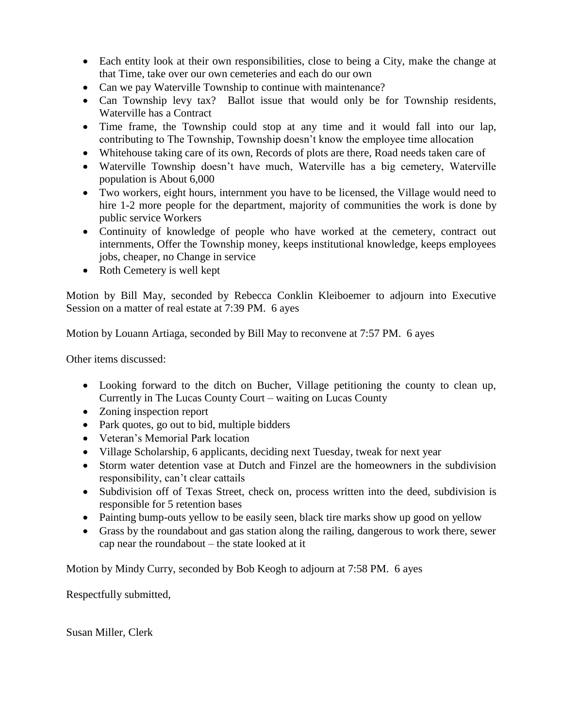- Each entity look at their own responsibilities, close to being a City, make the change at that Time, take over our own cemeteries and each do our own
- Can we pay Waterville Township to continue with maintenance?
- Can Township levy tax? Ballot issue that would only be for Township residents, Waterville has a Contract
- Time frame, the Township could stop at any time and it would fall into our lap, contributing to The Township, Township doesn't know the employee time allocation
- Whitehouse taking care of its own, Records of plots are there, Road needs taken care of
- Waterville Township doesn't have much, Waterville has a big cemetery, Waterville population is About 6,000
- Two workers, eight hours, internment you have to be licensed, the Village would need to hire 1-2 more people for the department, majority of communities the work is done by public service Workers
- Continuity of knowledge of people who have worked at the cemetery, contract out internments, Offer the Township money, keeps institutional knowledge, keeps employees jobs, cheaper, no Change in service
- Roth Cemetery is well kept

Motion by Bill May, seconded by Rebecca Conklin Kleiboemer to adjourn into Executive Session on a matter of real estate at 7:39 PM. 6 ayes

Motion by Louann Artiaga, seconded by Bill May to reconvene at 7:57 PM. 6 ayes

Other items discussed:

- Looking forward to the ditch on Bucher, Village petitioning the county to clean up, Currently in The Lucas County Court – waiting on Lucas County
- Zoning inspection report
- Park quotes, go out to bid, multiple bidders
- Veteran's Memorial Park location
- Village Scholarship, 6 applicants, deciding next Tuesday, tweak for next year
- Storm water detention vase at Dutch and Finzel are the homeowners in the subdivision responsibility, can't clear cattails
- Subdivision off of Texas Street, check on, process written into the deed, subdivision is responsible for 5 retention bases
- Painting bump-outs yellow to be easily seen, black tire marks show up good on yellow
- Grass by the roundabout and gas station along the railing, dangerous to work there, sewer cap near the roundabout – the state looked at it

Motion by Mindy Curry, seconded by Bob Keogh to adjourn at 7:58 PM. 6 ayes

Respectfully submitted,

Susan Miller, Clerk